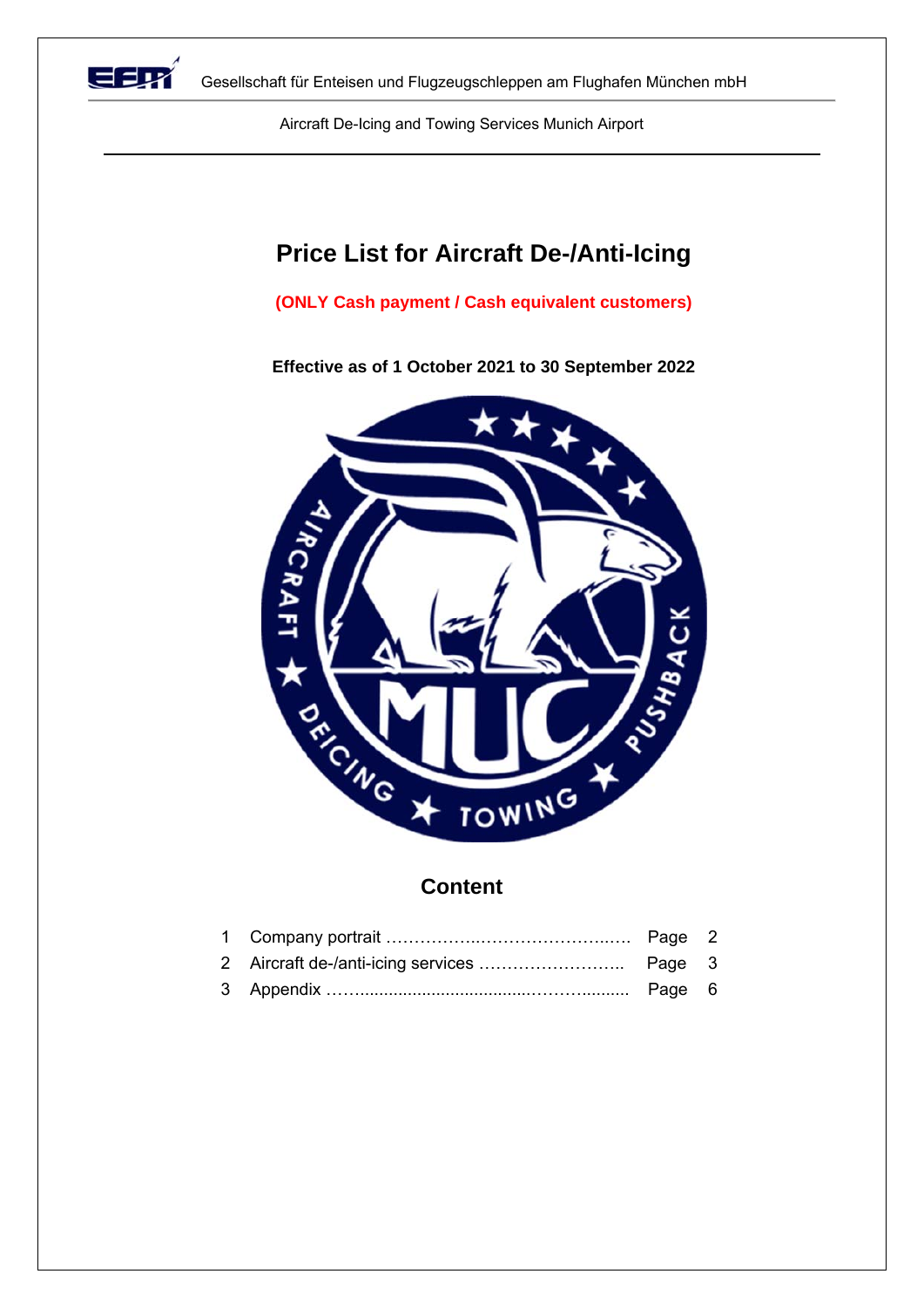Gesellschaft für Enteisen und Flugzeugschleppen am Flughafen München mbH

Aircraft De-Icing and Towing Services Munich Airport

# Price List for Aircraft De-/Anti-Icing

**(ONLY Cash payment / Cash equivalent customers)**

**Effective as of 1 October 2021 to 30 September 2022**

## Content

| | | | |
|---|---|---|---|
| 1 | Company portrait …………….……………………..…. | Page | 2 |
| 2 | Aircraft de-/anti-icing services …………………….. | Page | 3 |
| 3 | Appendix ……....................................………......... | Page | 6 |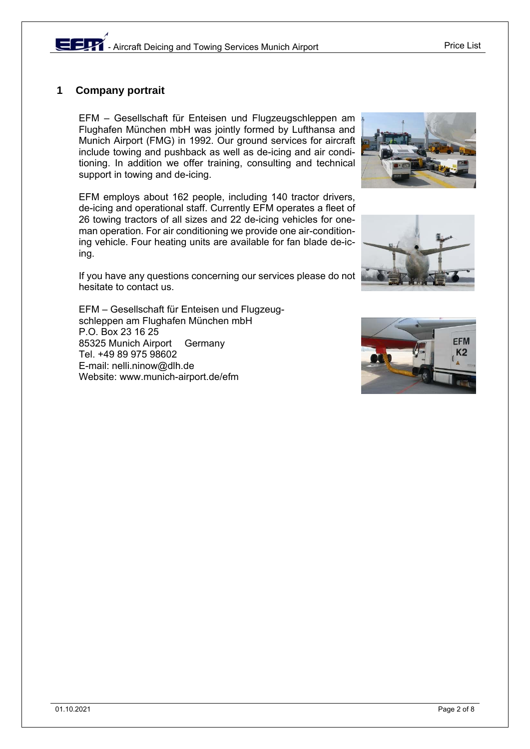## 1 Company portrait

EFM – Gesellschaft für Enteisen und Flugzeugschleppen am Flughafen München mbH was jointly formed by Lufthansa and Munich Airport (FMG) in 1992. Our ground services for aircraft include towing and pushback as well as de-icing and air conditioning. In addition we offer training, consulting and technical support in towing and de-icing.

EFM employs about 162 people, including 140 tractor drivers, de-icing and operational staff. Currently EFM operates a fleet of 26 towing tractors of all sizes and 22 de-icing vehicles for one-man operation. For air conditioning we provide one air-conditioning vehicle. Four heating units are available for fan blade de-icing.

If you have any questions concerning our services please do not hesitate to contact us.

EFM – Gesellschaft für Enteisen und Flugzeugschleppen am Flughafen München mbH
P.O. Box 23 16 25
85325 Munich Airport Germany
Tel. +49 89 975 98602
E-mail: nelli.ninow@dlh.de
Website: www.munich-airport.de/efm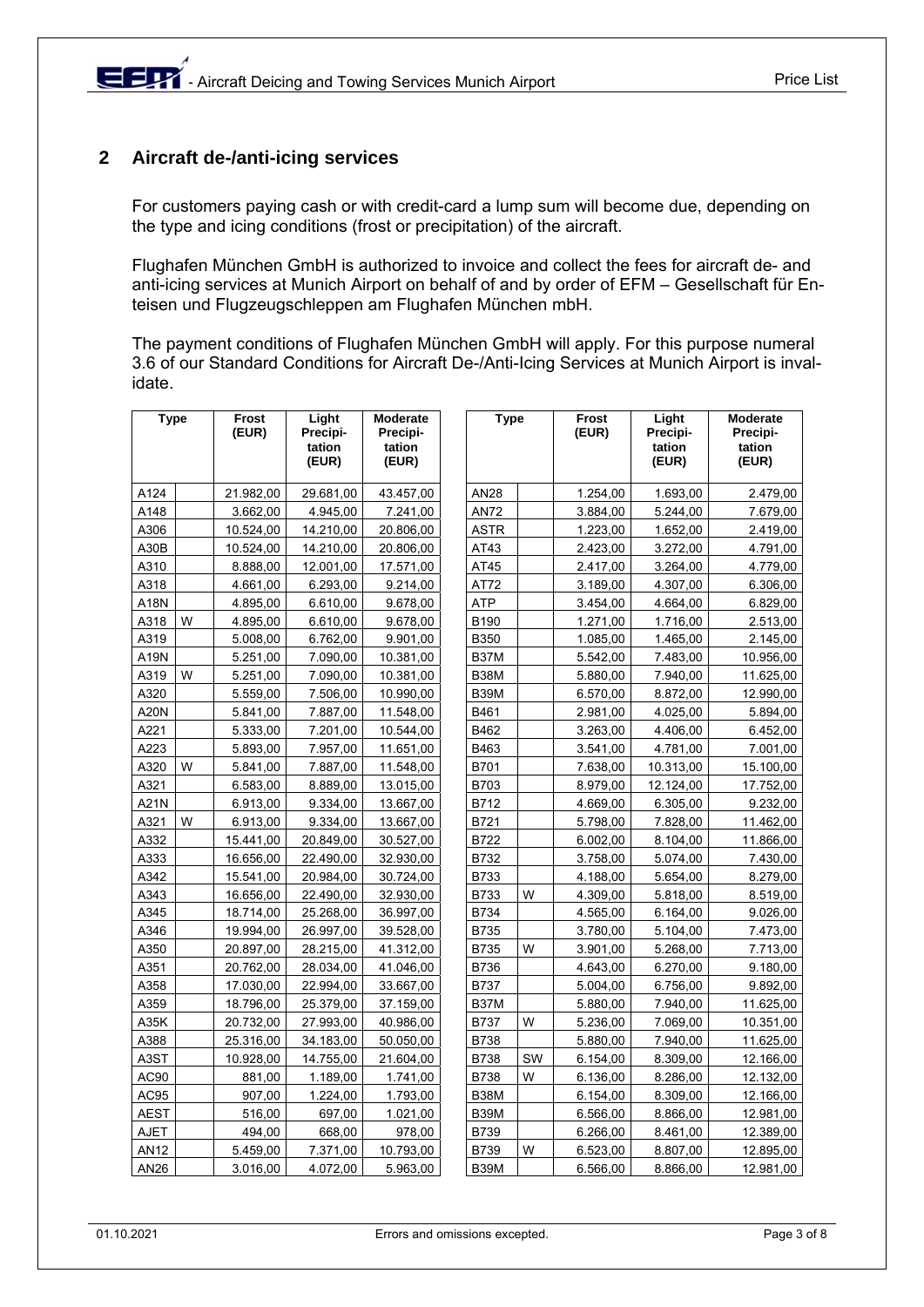## 2 Aircraft de-/anti-icing services

For customers paying cash or with credit-card a lump sum will become due, depending on the type and icing conditions (frost or precipitation) of the aircraft.

Flughafen München GmbH is authorized to invoice and collect the fees for aircraft de- and anti-icing services at Munich Airport on behalf of and by order of EFM – Gesellschaft für Enteisen und Flugzeugschleppen am Flughafen München mbH.

The payment conditions of Flughafen München GmbH will apply. For this purpose numeral 3.6 of our Standard Conditions for Aircraft De-/Anti-Icing Services at Munich Airport is invalidate.

| Type | | Frost (EUR) | Light Precipitation (EUR) | Moderate Precipitation (EUR) |
|---|---|---|---|---|
| A124 | | 21.982,00 | 29.681,00 | 43.457,00 |
| A148 | | 3.662,00 | 4.945,00 | 7.241,00 |
| A306 | | 10.524,00 | 14.210,00 | 20.806,00 |
| A30B | | 10.524,00 | 14.210,00 | 20.806,00 |
| A310 | | 8.888,00 | 12.001,00 | 17.571,00 |
| A318 | | 4.661,00 | 6.293,00 | 9.214,00 |
| A18N | | 4.895,00 | 6.610,00 | 9.678,00 |
| A318 | W | 4.895,00 | 6.610,00 | 9.678,00 |
| A319 | | 5.008,00 | 6.762,00 | 9.901,00 |
| A19N | | 5.251,00 | 7.090,00 | 10.381,00 |
| A319 | W | 5.251,00 | 7.090,00 | 10.381,00 |
| A320 | | 5.559,00 | 7.506,00 | 10.990,00 |
| A20N | | 5.841,00 | 7.887,00 | 11.548,00 |
| A221 | | 5.333,00 | 7.201,00 | 10.544,00 |
| A223 | | 5.893,00 | 7.957,00 | 11.651,00 |
| A320 | W | 5.841,00 | 7.887,00 | 11.548,00 |
| A321 | | 6.583,00 | 8.889,00 | 13.015,00 |
| A21N | | 6.913,00 | 9.334,00 | 13.667,00 |
| A321 | W | 6.913,00 | 9.334,00 | 13.667,00 |
| A332 | | 15.441,00 | 20.849,00 | 30.527,00 |
| A333 | | 16.656,00 | 22.490,00 | 32.930,00 |
| A342 | | 15.541,00 | 20.984,00 | 30.724,00 |
| A343 | | 16.656,00 | 22.490,00 | 32.930,00 |
| A345 | | 18.714,00 | 25.268,00 | 36.997,00 |
| A346 | | 19.994,00 | 26.997,00 | 39.528,00 |
| A350 | | 20.897,00 | 28.215,00 | 41.312,00 |
| A351 | | 20.762,00 | 28.034,00 | 41.046,00 |
| A358 | | 17.030,00 | 22.994,00 | 33.667,00 |
| A359 | | 18.796,00 | 25.379,00 | 37.159,00 |
| A35K | | 20.732,00 | 27.993,00 | 40.986,00 |
| A388 | | 25.316,00 | 34.183,00 | 50.050,00 |
| A3ST | | 10.928,00 | 14.755,00 | 21.604,00 |
| AC90 | | 881,00 | 1.189,00 | 1.741,00 |
| AC95 | | 907,00 | 1.224,00 | 1.793,00 |
| AEST | | 516,00 | 697,00 | 1.021,00 |
| AJET | | 494,00 | 668,00 | 978,00 |
| AN12 | | 5.459,00 | 7.371,00 | 10.793,00 |
| AN26 | | 3.016,00 | 4.072,00 | 5.963,00 |
| AN28 | | 1.254,00 | 1.693,00 | 2.479,00 |
| AN72 | | 3.884,00 | 5.244,00 | 7.679,00 |
| ASTR | | 1.223,00 | 1.652,00 | 2.419,00 |
| AT43 | | 2.423,00 | 3.272,00 | 4.791,00 |
| AT45 | | 2.417,00 | 3.264,00 | 4.779,00 |
| AT72 | | 3.189,00 | 4.307,00 | 6.306,00 |
| ATP | | 3.454,00 | 4.664,00 | 6.829,00 |
| B190 | | 1.271,00 | 1.716,00 | 2.513,00 |
| B350 | | 1.085,00 | 1.465,00 | 2.145,00 |
| B37M | | 5.542,00 | 7.483,00 | 10.956,00 |
| B38M | | 5.880,00 | 7.940,00 | 11.625,00 |
| B39M | | 6.570,00 | 8.872,00 | 12.990,00 |
| B461 | | 2.981,00 | 4.025,00 | 5.894,00 |
| B462 | | 3.263,00 | 4.406,00 | 6.452,00 |
| B463 | | 3.541,00 | 4.781,00 | 7.001,00 |
| B701 | | 7.638,00 | 10.313,00 | 15.100,00 |
| B703 | | 8.979,00 | 12.124,00 | 17.752,00 |
| B712 | | 4.669,00 | 6.305,00 | 9.232,00 |
| B721 | | 5.798,00 | 7.828,00 | 11.462,00 |
| B722 | | 6.002,00 | 8.104,00 | 11.866,00 |
| B732 | | 3.758,00 | 5.074,00 | 7.430,00 |
| B733 | | 4.188,00 | 5.654,00 | 8.279,00 |
| B733 | W | 4.309,00 | 5.818,00 | 8.519,00 |
| B734 | | 4.565,00 | 6.164,00 | 9.026,00 |
| B735 | | 3.780,00 | 5.104,00 | 7.473,00 |
| B735 | W | 3.901,00 | 5.268,00 | 7.713,00 |
| B736 | | 4.643,00 | 6.270,00 | 9.180,00 |
| B737 | | 5.004,00 | 6.756,00 | 9.892,00 |
| B37M | | 5.880,00 | 7.940,00 | 11.625,00 |
| B737 | W | 5.236,00 | 7.069,00 | 10.351,00 |
| B738 | | 5.880,00 | 7.940,00 | 11.625,00 |
| B738 | SW | 6.154,00 | 8.309,00 | 12.166,00 |
| B738 | W | 6.136,00 | 8.286,00 | 12.132,00 |
| B38M | | 6.154,00 | 8.309,00 | 12.166,00 |
| B39M | | 6.566,00 | 8.866,00 | 12.981,00 |
| B739 | | 6.266,00 | 8.461,00 | 12.389,00 |
| B739 | W | 6.523,00 | 8.807,00 | 12.895,00 |
| B39M | | 6.566,00 | 8.866,00 | 12.981,00 |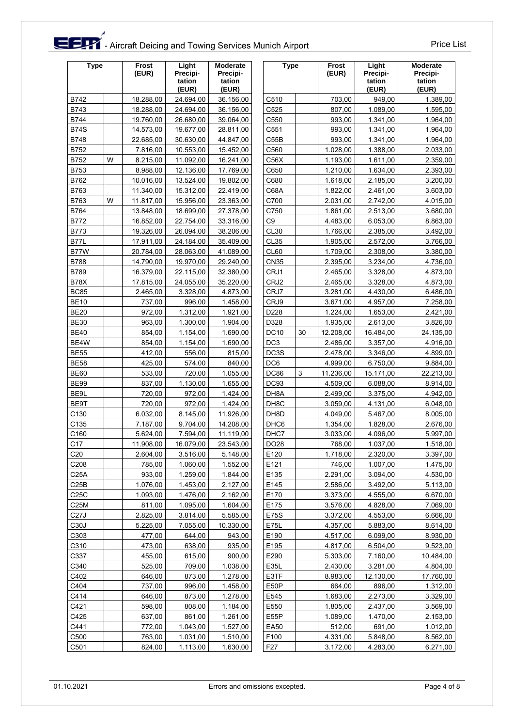# Aircraft Deicing and Towing Services Munich Airport

Price List

| Type | | Frost (EUR) | Light Precipitation (EUR) | Moderate Precipitation (EUR) |
|---|---|---|---|---|
| B742 | | 18.288,00 | 24.694,00 | 36.156,00 |
| B743 | | 18.288,00 | 24.694,00 | 36.156,00 |
| B744 | | 19.760,00 | 26.680,00 | 39.064,00 |
| B74S | | 14.573,00 | 19.677,00 | 28.811,00 |
| B748 | | 22.685,00 | 30.630,00 | 44.847,00 |
| B752 | | 7.816,00 | 10.553,00 | 15.452,00 |
| B752 | W | 8.215,00 | 11.092,00 | 16.241,00 |
| B753 | | 8.988,00 | 12.136,00 | 17.769,00 |
| B762 | | 10.016,00 | 13.524,00 | 19.802,00 |
| B763 | | 11.340,00 | 15.312,00 | 22.419,00 |
| B763 | W | 11.817,00 | 15.956,00 | 23.363,00 |
| B764 | | 13.848,00 | 18.699,00 | 27.378,00 |
| B772 | | 16.852,00 | 22.754,00 | 33.316,00 |
| B773 | | 19.326,00 | 26.094,00 | 38.206,00 |
| B77L | | 17.911,00 | 24.184,00 | 35.409,00 |
| B77W | | 20.784,00 | 28.063,00 | 41.089,00 |
| B788 | | 14.790,00 | 19.970,00 | 29.240,00 |
| B789 | | 16.379,00 | 22.115,00 | 32.380,00 |
| B78X | | 17.815,00 | 24.055,00 | 35.220,00 |
| BC85 | | 2.465,00 | 3.328,00 | 4.873,00 |
| BE10 | | 737,00 | 996,00 | 1.458,00 |
| BE20 | | 972,00 | 1.312,00 | 1.921,00 |
| BE30 | | 963,00 | 1.300,00 | 1.904,00 |
| BE40 | | 854,00 | 1.154,00 | 1.690,00 |
| BE4W | | 854,00 | 1.154,00 | 1.690,00 |
| BE55 | | 412,00 | 556,00 | 815,00 |
| BE58 | | 425,00 | 574,00 | 840,00 |
| BE60 | | 533,00 | 720,00 | 1.055,00 |
| BE99 | | 837,00 | 1.130,00 | 1.655,00 |
| BE9L | | 720,00 | 972,00 | 1.424,00 |
| BE9T | | 720,00 | 972,00 | 1.424,00 |
| C130 | | 6.032,00 | 8.145,00 | 11.926,00 |
| C135 | | 7.187,00 | 9.704,00 | 14.208,00 |
| C160 | | 5.624,00 | 7.594,00 | 11.119,00 |
| C17 | | 11.908,00 | 16.079,00 | 23.543,00 |
| C20 | | 2.604,00 | 3.516,00 | 5.148,00 |
| C208 | | 785,00 | 1.060,00 | 1.552,00 |
| C25A | | 933,00 | 1.259,00 | 1.844,00 |
| C25B | | 1.076,00 | 1.453,00 | 2.127,00 |
| C25C | | 1.093,00 | 1.476,00 | 2.162,00 |
| C25M | | 811,00 | 1.095,00 | 1.604,00 |
| C27J | | 2.825,00 | 3.814,00 | 5.585,00 |
| C30J | | 5.225,00 | 7.055,00 | 10.330,00 |
| C303 | | 477,00 | 644,00 | 943,00 |
| C310 | | 473,00 | 638,00 | 935,00 |
| C337 | | 455,00 | 615,00 | 900,00 |
| C340 | | 525,00 | 709,00 | 1.038,00 |
| C402 | | 646,00 | 873,00 | 1.278,00 |
| C404 | | 737,00 | 996,00 | 1.458,00 |
| C414 | | 646,00 | 873,00 | 1.278,00 |
| C421 | | 598,00 | 808,00 | 1.184,00 |
| C425 | | 637,00 | 861,00 | 1.261,00 |
| C441 | | 772,00 | 1.043,00 | 1.527,00 |
| C500 | | 763,00 | 1.031,00 | 1.510,00 |
| C501 | | 824,00 | 1.113,00 | 1.630,00 |
| C510 | | 703,00 | 949,00 | 1.389,00 |
| C525 | | 807,00 | 1.089,00 | 1.595,00 |
| C550 | | 993,00 | 1.341,00 | 1.964,00 |
| C551 | | 993,00 | 1.341,00 | 1.964,00 |
| C55B | | 993,00 | 1.341,00 | 1.964,00 |
| C560 | | 1.028,00 | 1.388,00 | 2.033,00 |
| C56X | | 1.193,00 | 1.611,00 | 2.359,00 |
| C650 | | 1.210,00 | 1.634,00 | 2.393,00 |
| C680 | | 1.618,00 | 2.185,00 | 3.200,00 |
| C68A | | 1.822,00 | 2.461,00 | 3.603,00 |
| C700 | | 2.031,00 | 2.742,00 | 4.015,00 |
| C750 | | 1.861,00 | 2.513,00 | 3.680,00 |
| C9 | | 4.483,00 | 6.053,00 | 8.863,00 |
| CL30 | | 1.766,00 | 2.385,00 | 3.492,00 |
| CL35 | | 1.905,00 | 2.572,00 | 3.766,00 |
| CL60 | | 1.709,00 | 2.308,00 | 3.380,00 |
| CN35 | | 2.395,00 | 3.234,00 | 4.736,00 |
| CRJ1 | | 2.465,00 | 3.328,00 | 4.873,00 |
| CRJ2 | | 2.465,00 | 3.328,00 | 4.873,00 |
| CRJ7 | | 3.281,00 | 4.430,00 | 6.486,00 |
| CRJ9 | | 3.671,00 | 4.957,00 | 7.258,00 |
| D228 | | 1.224,00 | 1.653,00 | 2.421,00 |
| D328 | | 1.935,00 | 2.613,00 | 3.826,00 |
| DC10 | 30 | 12.208,00 | 16.484,00 | 24.135,00 |
| DC3 | | 2.486,00 | 3.357,00 | 4.916,00 |
| DC3S | | 2.478,00 | 3.346,00 | 4.899,00 |
| DC6 | | 4.999,00 | 6.750,00 | 9.884,00 |
| DC86 | 3 | 11.236,00 | 15.171,00 | 22.213,00 |
| DC93 | | 4.509,00 | 6.088,00 | 8.914,00 |
| DH8A | | 2.499,00 | 3.375,00 | 4.942,00 |
| DH8C | | 3.059,00 | 4.131,00 | 6.048,00 |
| DH8D | | 4.049,00 | 5.467,00 | 8.005,00 |
| DHC6 | | 1.354,00 | 1.828,00 | 2.676,00 |
| DHC7 | | 3.033,00 | 4.096,00 | 5.997,00 |
| DO28 | | 768,00 | 1.037,00 | 1.518,00 |
| E120 | | 1.718,00 | 2.320,00 | 3.397,00 |
| E121 | | 746,00 | 1.007,00 | 1.475,00 |
| E135 | | 2.291,00 | 3.094,00 | 4.530,00 |
| E145 | | 2.586,00 | 3.492,00 | 5.113,00 |
| E170 | | 3.373,00 | 4.555,00 | 6.670,00 |
| E175 | | 3.576,00 | 4.828,00 | 7.069,00 |
| E75S | | 3.372,00 | 4.553,00 | 6.666,00 |
| E75L | | 4.357,00 | 5.883,00 | 8.614,00 |
| E190 | | 4.517,00 | 6.099,00 | 8.930,00 |
| E195 | | 4.817,00 | 6.504,00 | 9.523,00 |
| E290 | | 5.303,00 | 7.160,00 | 10.484,00 |
| E35L | | 2.430,00 | 3.281,00 | 4.804,00 |
| E3TF | | 8.983,00 | 12.130,00 | 17.760,00 |
| E50P | | 664,00 | 896,00 | 1.312,00 |
| E545 | | 1.683,00 | 2.273,00 | 3.329,00 |
| E550 | | 1.805,00 | 2.437,00 | 3.569,00 |
| E55P | | 1.089,00 | 1.470,00 | 2.153,00 |
| EA50 | | 512,00 | 691,00 | 1.012,00 |
| F100 | | 4.331,00 | 5.848,00 | 8.562,00 |
| F27 | | 3.172,00 | 4.283,00 | 6.271,00 |

01.10.2021 Errors and omissions excepted.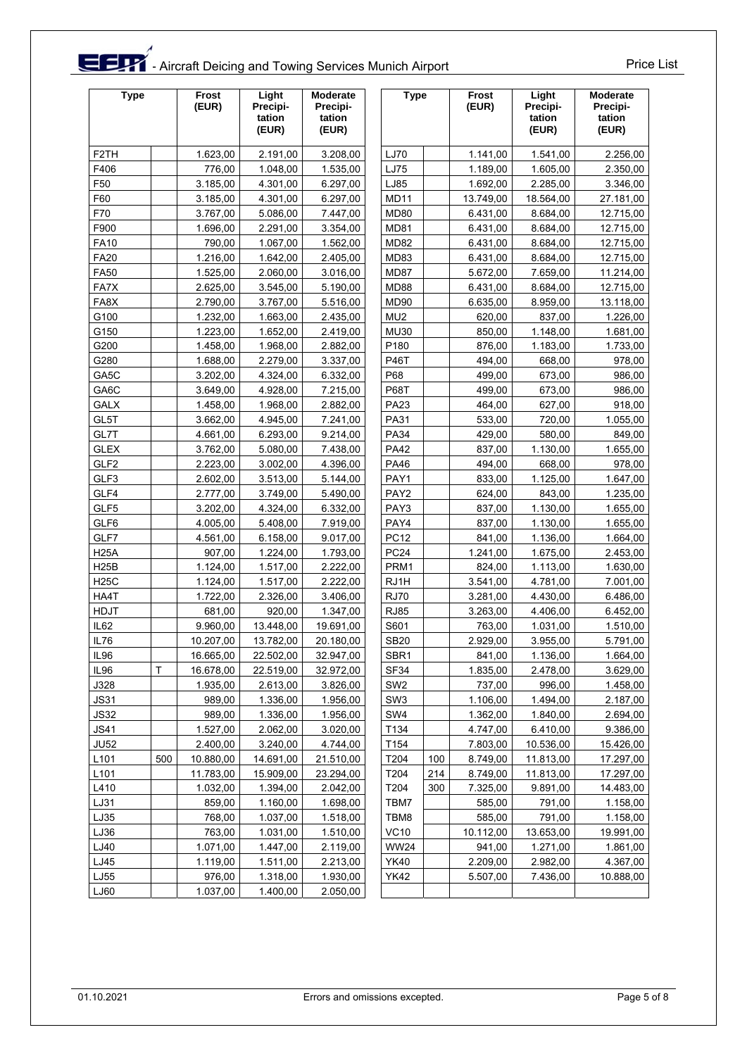# EFM - Aircraft Deicing and Towing Services Munich Airport

Price List

| Type | | Frost (EUR) | Light Precipi-tation (EUR) | Moderate Precipi-tation (EUR) |
|---|---|---|---|---|
| F2TH | | 1.623,00 | 2.191,00 | 3.208,00 |
| F406 | | 776,00 | 1.048,00 | 1.535,00 |
| F50 | | 3.185,00 | 4.301,00 | 6.297,00 |
| F60 | | 3.185,00 | 4.301,00 | 6.297,00 |
| F70 | | 3.767,00 | 5.086,00 | 7.447,00 |
| F900 | | 1.696,00 | 2.291,00 | 3.354,00 |
| FA10 | | 790,00 | 1.067,00 | 1.562,00 |
| FA20 | | 1.216,00 | 1.642,00 | 2.405,00 |
| FA50 | | 1.525,00 | 2.060,00 | 3.016,00 |
| FA7X | | 2.625,00 | 3.545,00 | 5.190,00 |
| FA8X | | 2.790,00 | 3.767,00 | 5.516,00 |
| G100 | | 1.232,00 | 1.663,00 | 2.435,00 |
| G150 | | 1.223,00 | 1.652,00 | 2.419,00 |
| G200 | | 1.458,00 | 1.968,00 | 2.882,00 |
| G280 | | 1.688,00 | 2.279,00 | 3.337,00 |
| GA5C | | 3.202,00 | 4.324,00 | 6.332,00 |
| GA6C | | 3.649,00 | 4.928,00 | 7.215,00 |
| GALX | | 1.458,00 | 1.968,00 | 2.882,00 |
| GL5T | | 3.662,00 | 4.945,00 | 7.241,00 |
| GL7T | | 4.661,00 | 6.293,00 | 9.214,00 |
| GLEX | | 3.762,00 | 5.080,00 | 7.438,00 |
| GLF2 | | 2.223,00 | 3.002,00 | 4.396,00 |
| GLF3 | | 2.602,00 | 3.513,00 | 5.144,00 |
| GLF4 | | 2.777,00 | 3.749,00 | 5.490,00 |
| GLF5 | | 3.202,00 | 4.324,00 | 6.332,00 |
| GLF6 | | 4.005,00 | 5.408,00 | 7.919,00 |
| GLF7 | | 4.561,00 | 6.158,00 | 9.017,00 |
| H25A | | 907,00 | 1.224,00 | 1.793,00 |
| H25B | | 1.124,00 | 1.517,00 | 2.222,00 |
| H25C | | 1.124,00 | 1.517,00 | 2.222,00 |
| HA4T | | 1.722,00 | 2.326,00 | 3.406,00 |
| HDJT | | 681,00 | 920,00 | 1.347,00 |
| IL62 | | 9.960,00 | 13.448,00 | 19.691,00 |
| IL76 | | 10.207,00 | 13.782,00 | 20.180,00 |
| IL96 | | 16.665,00 | 22.502,00 | 32.947,00 |
| IL96 | T | 16.678,00 | 22.519,00 | 32.972,00 |
| J328 | | 1.935,00 | 2.613,00 | 3.826,00 |
| JS31 | | 989,00 | 1.336,00 | 1.956,00 |
| JS32 | | 989,00 | 1.336,00 | 1.956,00 |
| JS41 | | 1.527,00 | 2.062,00 | 3.020,00 |
| JU52 | | 2.400,00 | 3.240,00 | 4.744,00 |
| L101 | 500 | 10.880,00 | 14.691,00 | 21.510,00 |
| L101 | | 11.783,00 | 15.909,00 | 23.294,00 |
| L410 | | 1.032,00 | 1.394,00 | 2.042,00 |
| LJ31 | | 859,00 | 1.160,00 | 1.698,00 |
| LJ35 | | 768,00 | 1.037,00 | 1.518,00 |
| LJ36 | | 763,00 | 1.031,00 | 1.510,00 |
| LJ40 | | 1.071,00 | 1.447,00 | 2.119,00 |
| LJ45 | | 1.119,00 | 1.511,00 | 2.213,00 |
| LJ55 | | 976,00 | 1.318,00 | 1.930,00 |
| LJ60 | | 1.037,00 | 1.400,00 | 2.050,00 |
| LJ70 | | 1.141,00 | 1.541,00 | 2.256,00 |
| LJ75 | | 1.189,00 | 1.605,00 | 2.350,00 |
| LJ85 | | 1.692,00 | 2.285,00 | 3.346,00 |
| MD11 | | 13.749,00 | 18.564,00 | 27.181,00 |
| MD80 | | 6.431,00 | 8.684,00 | 12.715,00 |
| MD81 | | 6.431,00 | 8.684,00 | 12.715,00 |
| MD82 | | 6.431,00 | 8.684,00 | 12.715,00 |
| MD83 | | 6.431,00 | 8.684,00 | 12.715,00 |
| MD87 | | 5.672,00 | 7.659,00 | 11.214,00 |
| MD88 | | 6.431,00 | 8.684,00 | 12.715,00 |
| MD90 | | 6.635,00 | 8.959,00 | 13.118,00 |
| MU2 | | 620,00 | 837,00 | 1.226,00 |
| MU30 | | 850,00 | 1.148,00 | 1.681,00 |
| P180 | | 876,00 | 1.183,00 | 1.733,00 |
| P46T | | 494,00 | 668,00 | 978,00 |
| P68 | | 499,00 | 673,00 | 986,00 |
| P68T | | 499,00 | 673,00 | 986,00 |
| PA23 | | 464,00 | 627,00 | 918,00 |
| PA31 | | 533,00 | 720,00 | 1.055,00 |
| PA34 | | 429,00 | 580,00 | 849,00 |
| PA42 | | 837,00 | 1.130,00 | 1.655,00 |
| PA46 | | 494,00 | 668,00 | 978,00 |
| PAY1 | | 833,00 | 1.125,00 | 1.647,00 |
| PAY2 | | 624,00 | 843,00 | 1.235,00 |
| PAY3 | | 837,00 | 1.130,00 | 1.655,00 |
| PAY4 | | 837,00 | 1.130,00 | 1.655,00 |
| PC12 | | 841,00 | 1.136,00 | 1.664,00 |
| PC24 | | 1.241,00 | 1.675,00 | 2.453,00 |
| PRM1 | | 824,00 | 1.113,00 | 1.630,00 |
| RJ1H | | 3.541,00 | 4.781,00 | 7.001,00 |
| RJ70 | | 3.281,00 | 4.430,00 | 6.486,00 |
| RJ85 | | 3.263,00 | 4.406,00 | 6.452,00 |
| S601 | | 763,00 | 1.031,00 | 1.510,00 |
| SB20 | | 2.929,00 | 3.955,00 | 5.791,00 |
| SBR1 | | 841,00 | 1.136,00 | 1.664,00 |
| SF34 | | 1.835,00 | 2.478,00 | 3.629,00 |
| SW2 | | 737,00 | 996,00 | 1.458,00 |
| SW3 | | 1.106,00 | 1.494,00 | 2.187,00 |
| SW4 | | 1.362,00 | 1.840,00 | 2.694,00 |
| T134 | | 4.747,00 | 6.410,00 | 9.386,00 |
| T154 | | 7.803,00 | 10.536,00 | 15.426,00 |
| T204 | 100 | 8.749,00 | 11.813,00 | 17.297,00 |
| T204 | 214 | 8.749,00 | 11.813,00 | 17.297,00 |
| T204 | 300 | 7.325,00 | 9.891,00 | 14.483,00 |
| TBM7 | | 585,00 | 791,00 | 1.158,00 |
| TBM8 | | 585,00 | 791,00 | 1.158,00 |
| VC10 | | 10.112,00 | 13.653,00 | 19.991,00 |
| WW24 | | 941,00 | 1.271,00 | 1.861,00 |
| YK40 | | 2.209,00 | 2.982,00 | 4.367,00 |
| YK42 | | 5.507,00 | 7.436,00 | 10.888,00 |

01.10.2021 Errors and omissions excepted.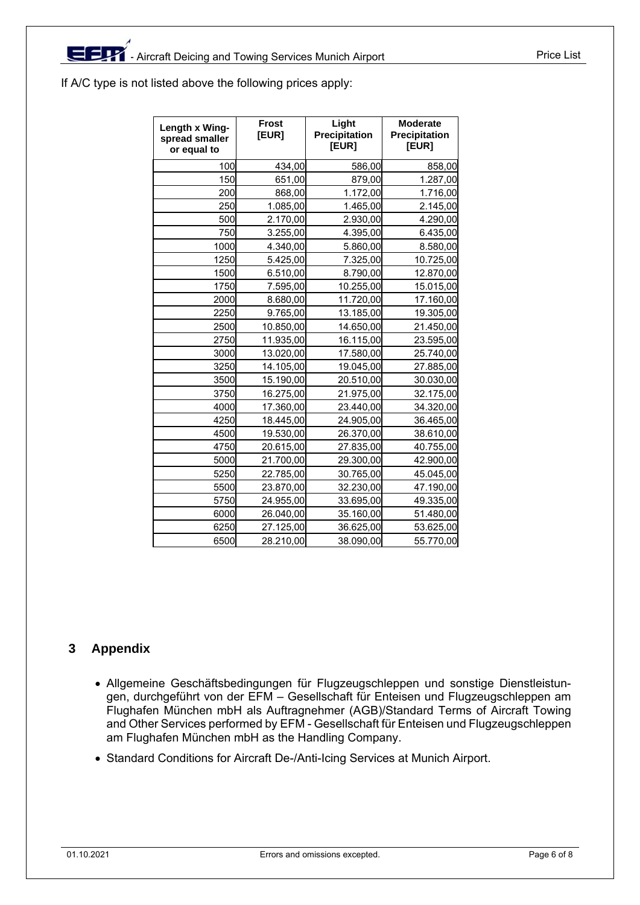If A/C type is not listed above the following prices apply:

| Length x Wing-spread smaller or equal to | Frost [EUR] | Light Precipitation [EUR] | Moderate Precipitation [EUR] |
|---|---|---|---|
| 100 | 434,00 | 586,00 | 858,00 |
| 150 | 651,00 | 879,00 | 1.287,00 |
| 200 | 868,00 | 1.172,00 | 1.716,00 |
| 250 | 1.085,00 | 1.465,00 | 2.145,00 |
| 500 | 2.170,00 | 2.930,00 | 4.290,00 |
| 750 | 3.255,00 | 4.395,00 | 6.435,00 |
| 1000 | 4.340,00 | 5.860,00 | 8.580,00 |
| 1250 | 5.425,00 | 7.325,00 | 10.725,00 |
| 1500 | 6.510,00 | 8.790,00 | 12.870,00 |
| 1750 | 7.595,00 | 10.255,00 | 15.015,00 |
| 2000 | 8.680,00 | 11.720,00 | 17.160,00 |
| 2250 | 9.765,00 | 13.185,00 | 19.305,00 |
| 2500 | 10.850,00 | 14.650,00 | 21.450,00 |
| 2750 | 11.935,00 | 16.115,00 | 23.595,00 |
| 3000 | 13.020,00 | 17.580,00 | 25.740,00 |
| 3250 | 14.105,00 | 19.045,00 | 27.885,00 |
| 3500 | 15.190,00 | 20.510,00 | 30.030,00 |
| 3750 | 16.275,00 | 21.975,00 | 32.175,00 |
| 4000 | 17.360,00 | 23.440,00 | 34.320,00 |
| 4250 | 18.445,00 | 24.905,00 | 36.465,00 |
| 4500 | 19.530,00 | 26.370,00 | 38.610,00 |
| 4750 | 20.615,00 | 27.835,00 | 40.755,00 |
| 5000 | 21.700,00 | 29.300,00 | 42.900,00 |
| 5250 | 22.785,00 | 30.765,00 | 45.045,00 |
| 5500 | 23.870,00 | 32.230,00 | 47.190,00 |
| 5750 | 24.955,00 | 33.695,00 | 49.335,00 |
| 6000 | 26.040,00 | 35.160,00 | 51.480,00 |
| 6250 | 27.125,00 | 36.625,00 | 53.625,00 |
| 6500 | 28.210,00 | 38.090,00 | 55.770,00 |

## 3 Appendix

- Allgemeine Geschäftsbedingungen für Flugzeugschleppen und sonstige Dienstleistungen, durchgeführt von der EFM – Gesellschaft für Enteisen und Flugzeugschleppen am Flughafen München mbH als Auftragnehmer (AGB)/Standard Terms of Aircraft Towing and Other Services performed by EFM - Gesellschaft für Enteisen und Flugzeugschleppen am Flughafen München mbH as the Handling Company.
- Standard Conditions for Aircraft De-/Anti-Icing Services at Munich Airport.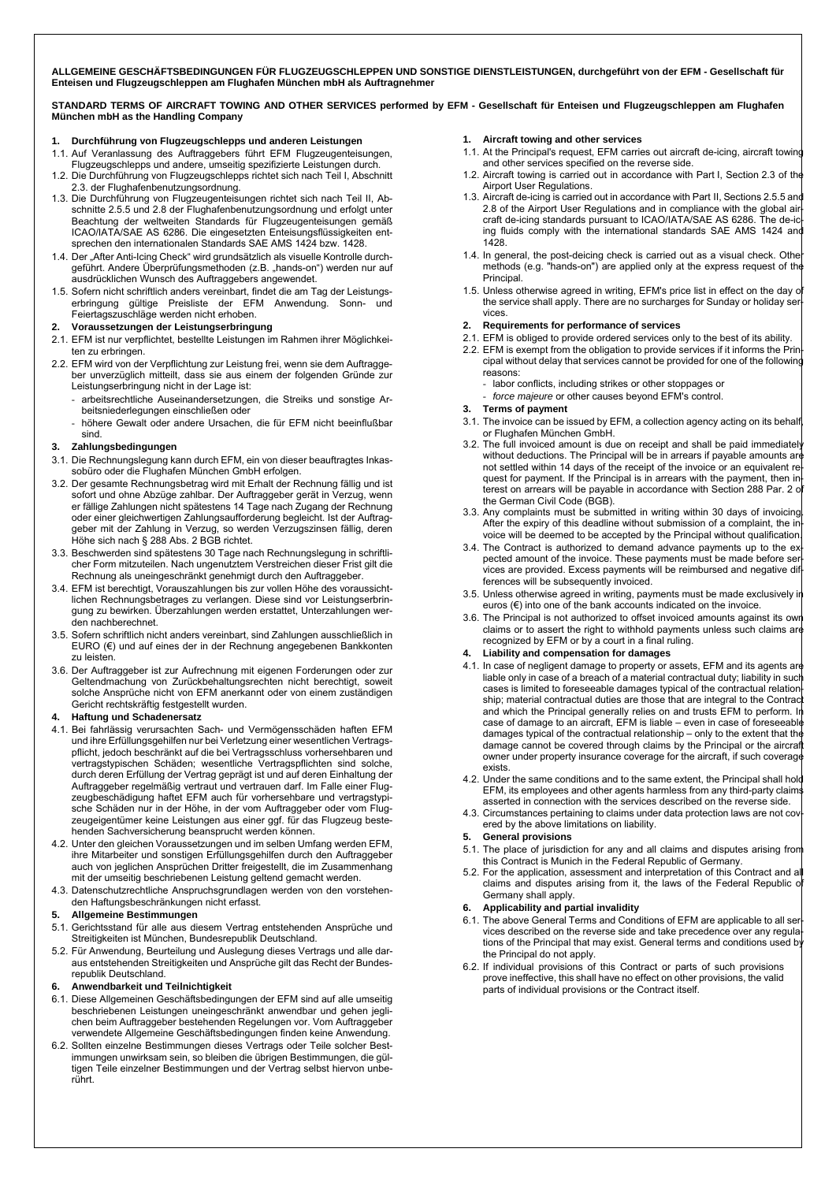**ALLGEMEINE GESCHÄFTSBEDINGUNGEN FÜR FLUGZEUGSCHLEPPEN UND SONSTIGE DIENSTLEISTUNGEN, durchgeführt von der EFM - Gesellschaft für Enteisen und Flugzeugschleppen am Flughafen München mbH als Auftragnehmer**

**STANDARD TERMS OF AIRCRAFT TOWING AND OTHER SERVICES performed by EFM - Gesellschaft für Enteisen und Flugzeugschleppen am Flughafen München mbH as the Handling Company**

### 1. Durchführung von Flugzeugschlepps und anderen Leistungen

1.1. Auf Veranlassung des Auftraggebers führt EFM Flugzeugenteisungen, Flugzeugschlepps und andere, umseitig spezifizierte Leistungen durch.

1.2. Die Durchführung von Flugzeugschlepps richtet sich nach Teil I, Abschnitt 2.3. der Flughafenbenutzungsordnung.

1.3. Die Durchführung von Flugzeugenteisungen richtet sich nach Teil II, Abschnitte 2.5.5 und 2.8 der Flughafenbenutzungsordnung und erfolgt unter Beachtung der weltweiten Standards für Flugzeugenteisungen gemäß ICAO/IATA/SAE AS 6286. Die eingesetzten Enteisungsflüssigkeiten entsprechen den internationalen Standards SAE AMS 1424 bzw. 1428.

1.4. Der „After Anti-Icing Check" wird grundsätzlich als visuelle Kontrolle durchgeführt. Andere Überprüfungsmethoden (z.B. „hands-on") werden nur auf ausdrücklichen Wunsch des Auftraggebers angewendet.

1.5. Sofern nicht schriftlich anders vereinbart, findet die am Tag der Leistungserbringung gültige Preisliste der EFM Anwendung. Sonn- und Feiertagszuschläge werden nicht erhoben.

### 2. Voraussetzungen der Leistungserbringung

2.1. EFM ist nur verpflichtet, bestellte Leistungen im Rahmen ihrer Möglichkeiten zu erbringen.

2.2. EFM wird von der Verpflichtung zur Leistung frei, wenn sie dem Auftraggeber unverzüglich mitteilt, dass sie aus einem der folgenden Gründe zur Leistungserbringung nicht in der Lage ist:

- arbeitsrechtliche Auseinandersetzungen, die Streiks und sonstige Arbeitsniederlegungen einschließen oder
- höhere Gewalt oder andere Ursachen, die für EFM nicht beeinflußbar sind.

### 3. Zahlungsbedingungen

3.1. Die Rechnungslegung kann durch EFM, ein von dieser beauftragtes Inkassobüro oder die Flughafen München GmbH erfolgen.

3.2. Der gesamte Rechnungsbetrag wird mit Erhalt der Rechnung fällig und ist sofort und ohne Abzüge zahlbar. Der Auftraggeber gerät in Verzug, wenn er fällige Zahlungen nicht spätestens 14 Tage nach Zugang der Rechnung oder einer gleichwertigen Zahlungsaufforderung begleicht. Ist der Auftraggeber mit der Zahlung in Verzug, so werden Verzugszinsen fällig, deren Höhe sich nach § 288 Abs. 2 BGB richtet.

3.3. Beschwerden sind spätestens 30 Tage nach Rechnungslegung in schriftlicher Form mitzuteilen. Nach ungenutztem Verstreichen dieser Frist gilt die Rechnung als uneingeschränkt genehmigt durch den Auftraggeber.

3.4. EFM ist berechtigt, Vorauszahlungen bis zur vollen Höhe des voraussichtlichen Rechnungsbetrages zu verlangen. Diese sind vor Leistungserbringung zu bewirken. Überzahlungen werden erstattet, Unterzahlungen werden nachberechnet.

3.5. Sofern schriftlich nicht anders vereinbart, sind Zahlungen ausschließlich in EURO (€) und auf eines der in der Rechnung angegebenen Bankkonten zu leisten.

3.6. Der Auftraggeber ist zur Aufrechnung mit eigenen Forderungen oder zur Geltendmachung von Zurückbehaltungsrechten nicht berechtigt, soweit solche Ansprüche nicht von EFM anerkannt oder von einem zuständigen Gericht rechtskräftig festgestellt wurden.

### 4. Haftung und Schadenersatz

4.1. Bei fahrlässig verursachten Sach- und Vermögensschäden haften EFM und ihre Erfüllungsgehilfen nur bei Verletzung einer wesentlichen Vertragspflicht, jedoch beschränkt auf die bei Vertragsschluss vorhersehbaren und vertragstypischen Schäden; wesentliche Vertragspflichten sind solche, durch deren Erfüllung der Vertrag geprägt ist und auf deren Einhaltung der Auftraggeber regelmäßig vertraut und vertrauen darf. Im Falle einer Flugzeugbeschädigung haftet EFM auch für vorhersehbare und vertragstypische Schäden nur in der Höhe, in der vom Auftraggeber oder vom Flugzeugeigentümer keine Leistungen aus einer ggf. für das Flugzeug bestehenden Sachversicherung beansprucht werden können.

4.2. Unter den gleichen Voraussetzungen und im selben Umfang werden EFM, ihre Mitarbeiter und sonstigen Erfüllungsgehilfen durch den Auftraggeber auch von jeglichen Ansprüchen Dritter freigestellt, die im Zusammenhang mit der umseitig beschriebenen Leistung geltend gemacht werden.

4.3. Datenschutzrechtliche Anspruchsgrundlagen werden von den vorstehenden Haftungsbeschränkungen nicht erfasst.

### 5. Allgemeine Bestimmungen

5.1. Gerichtsstand für alle aus diesem Vertrag entstehenden Ansprüche und Streitigkeiten ist München, Bundesrepublik Deutschland.

5.2. Für Anwendung, Beurteilung und Auslegung dieses Vertrags und alle daraus entstehenden Streitigkeiten und Ansprüche gilt das Recht der Bundesrepublik Deutschland.

### 6. Anwendbarkeit und Teilnichtigkeit

6.1. Diese Allgemeinen Geschäftsbedingungen der EFM sind auf alle umseitig beschriebenen Leistungen uneingeschränkt anwendbar und gehen jeglichen beim Auftraggeber bestehenden Regelungen vor. Vom Auftraggeber verwendete Allgemeine Geschäftsbedingungen finden keine Anwendung.

6.2. Sollten einzelne Bestimmungen dieses Vertrags oder Teile solcher Bestimmungen unwirksam sein, so bleiben die übrigen Bestimmungen, die gültigen Teile einzelner Bestimmungen und der Vertrag selbst hiervon unberührt.

### 1. Aircraft towing and other services

1.1. At the Principal's request, EFM carries out aircraft de-icing, aircraft towing and other services specified on the reverse side.

1.2. Aircraft towing is carried out in accordance with Part I, Section 2.3 of the Airport User Regulations.

1.3. Aircraft de-icing is carried out in accordance with Part II, Sections 2.5.5 and 2.8 of the Airport User Regulations and in compliance with the global aircraft de-icing standards pursuant to ICAO/IATA/SAE AS 6286. The de-icing fluids comply with the international standards SAE AMS 1424 and 1428.

1.4. In general, the post-deicing check is carried out as a visual check. Other methods (e.g. "hands-on") are applied only at the express request of the Principal.

1.5. Unless otherwise agreed in writing, EFM's price list in effect on the day of the service shall apply. There are no surcharges for Sunday or holiday services.

### 2. Requirements for performance of services

2.1. EFM is obliged to provide ordered services only to the best of its ability.

2.2. EFM is exempt from the obligation to provide services if it informs the Principal without delay that services cannot be provided for one of the following reasons:

- labor conflicts, including strikes or other stoppages or
- *force majeure* or other causes beyond EFM's control.

### 3. Terms of payment

3.1. The invoice can be issued by EFM, a collection agency acting on its behalf, or Flughafen München GmbH.

3.2. The full invoiced amount is due on receipt and shall be paid immediately without deductions. The Principal will be in arrears if payable amounts are not settled within 14 days of the receipt of the invoice or an equivalent request for payment. If the Principal is in arrears with the payment, then interest on arrears will be payable in accordance with Section 288 Par. 2 of the German Civil Code (BGB).

3.3. Any complaints must be submitted in writing within 30 days of invoicing. After the expiry of this deadline without submission of a complaint, the invoice will be deemed to be accepted by the Principal without qualification.

3.4. The Contract is authorized to demand advance payments up to the expected amount of the invoice. These payments must be made before services are provided. Excess payments will be reimbursed and negative differences will be subsequently invoiced.

3.5. Unless otherwise agreed in writing, payments must be made exclusively in euros (€) into one of the bank accounts indicated on the invoice.

3.6. The Principal is not authorized to offset invoiced amounts against its own claims or to assert the right to withhold payments unless such claims are recognized by EFM or by a court in a final ruling.

### 4. Liability and compensation for damages

4.1. In case of negligent damage to property or assets, EFM and its agents are liable only in case of a breach of a material contractual duty; liability in such cases is limited to foreseeable damages typical of the contractual relationship; material contractual duties are those that are integral to the Contract and which the Principal generally relies on and trusts EFM to perform. In case of damage to an aircraft, EFM is liable – even in case of foreseeable damages typical of the contractual relationship – only to the extent that the damage cannot be covered through claims by the Principal or the aircraft owner under property insurance coverage for the aircraft, if such coverage exists.

4.2. Under the same conditions and to the same extent, the Principal shall hold EFM, its employees and other agents harmless from any third-party claims asserted in connection with the services described on the reverse side.

4.3. Circumstances pertaining to claims under data protection laws are not covered by the above limitations on liability.

### 5. General provisions

5.1. The place of jurisdiction for any and all claims and disputes arising from this Contract is Munich in the Federal Republic of Germany.

5.2. For the application, assessment and interpretation of this Contract and all claims and disputes arising from it, the laws of the Federal Republic of Germany shall apply.

### 6. Applicability and partial invalidity

6.1. The above General Terms and Conditions of EFM are applicable to all services described on the reverse side and take precedence over any regulations of the Principal that may exist. General terms and conditions used by the Principal do not apply.

6.2. If individual provisions of this Contract or parts of such provisions prove ineffective, this shall have no effect on other provisions, the valid parts of individual provisions or the Contract itself.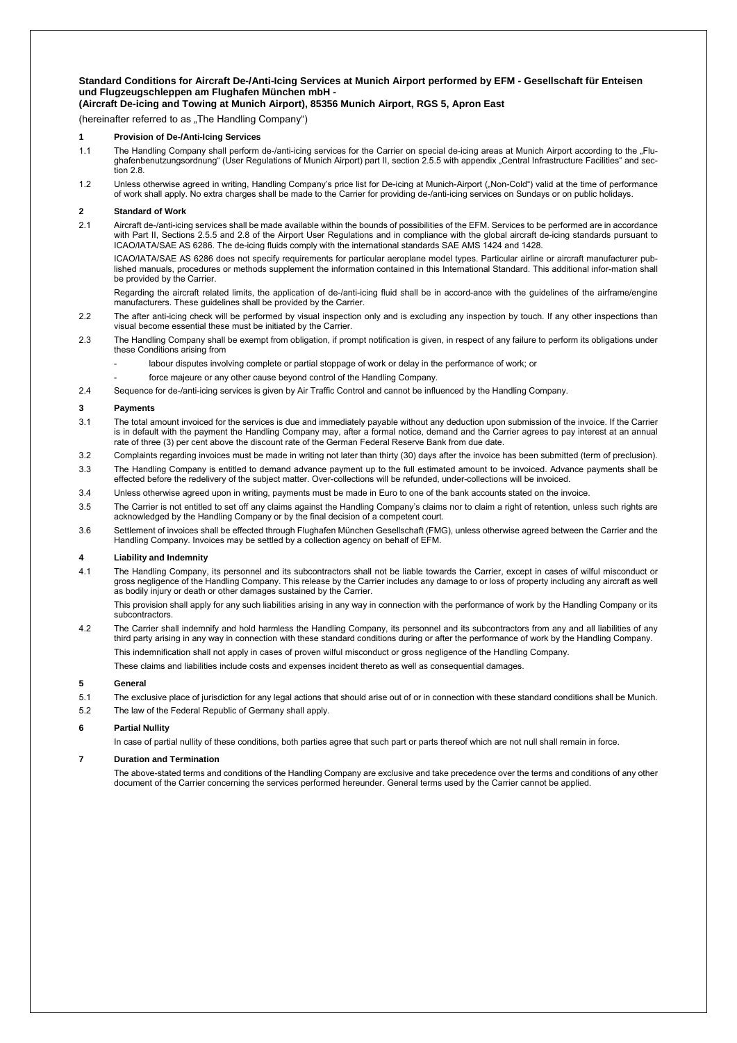**Standard Conditions for Aircraft De-/Anti-Icing Services at Munich Airport performed by EFM - Gesellschaft für Enteisen und Flugzeugschleppen am Flughafen München mbH -**
**(Aircraft De-icing and Towing at Munich Airport), 85356 Munich Airport, RGS 5, Apron East**

(hereinafter referred to as „The Handling Company")

### 1 Provision of De-/Anti-Icing Services

1.1 The Handling Company shall perform de-/anti-icing services for the Carrier on special de-icing areas at Munich Airport according to the „Flughafenbenutzungsordnung" (User Regulations of Munich Airport) part II, section 2.5.5 with appendix „Central Infrastructure Facilities" and section 2.8.

1.2 Unless otherwise agreed in writing, Handling Company's price list for De-icing at Munich-Airport („Non-Cold") valid at the time of performance of work shall apply. No extra charges shall be made to the Carrier for providing de-/anti-icing services on Sundays or on public holidays.

### 2 Standard of Work

2.1 Aircraft de-/anti-icing services shall be made available within the bounds of possibilities of the EFM. Services to be performed are in accordance with Part II, Sections 2.5.5 and 2.8 of the Airport User Regulations and in compliance with the global aircraft de-icing standards pursuant to ICAO/IATA/SAE AS 6286. The de-icing fluids comply with the international standards SAE AMS 1424 and 1428.

ICAO/IATA/SAE AS 6286 does not specify requirements for particular aeroplane model types. Particular airline or aircraft manufacturer published manuals, procedures or methods supplement the information contained in this International Standard. This additional infor-mation shall be provided by the Carrier.

Regarding the aircraft related limits, the application of de-/anti-icing fluid shall be in accord-ance with the guidelines of the airframe/engine manufacturers. These guidelines shall be provided by the Carrier.

2.2 The after anti-icing check will be performed by visual inspection only and is excluding any inspection by touch. If any other inspections than visual become essential these must be initiated by the Carrier.

2.3 The Handling Company shall be exempt from obligation, if prompt notification is given, in respect of any failure to perform its obligations under these Conditions arising from

- labour disputes involving complete or partial stoppage of work or delay in the performance of work; or
- force majeure or any other cause beyond control of the Handling Company.

2.4 Sequence for de-/anti-icing services is given by Air Traffic Control and cannot be influenced by the Handling Company.

### 3 Payments

3.1 The total amount invoiced for the services is due and immediately payable without any deduction upon submission of the invoice. If the Carrier is in default with the payment the Handling Company may, after a formal notice, demand and the Carrier agrees to pay interest at an annual rate of three (3) per cent above the discount rate of the German Federal Reserve Bank from due date.

3.2 Complaints regarding invoices must be made in writing not later than thirty (30) days after the invoice has been submitted (term of preclusion).

3.3 The Handling Company is entitled to demand advance payment up to the full estimated amount to be invoiced. Advance payments shall be effected before the redelivery of the subject matter. Over-collections will be refunded, under-collections will be invoiced.

3.4 Unless otherwise agreed upon in writing, payments must be made in Euro to one of the bank accounts stated on the invoice.

3.5 The Carrier is not entitled to set off any claims against the Handling Company's claims nor to claim a right of retention, unless such rights are acknowledged by the Handling Company or by the final decision of a competent court.

3.6 Settlement of invoices shall be effected through Flughafen München Gesellschaft (FMG), unless otherwise agreed between the Carrier and the Handling Company. Invoices may be settled by a collection agency on behalf of EFM.

### 4 Liability and Indemnity

4.1 The Handling Company, its personnel and its subcontractors shall not be liable towards the Carrier, except in cases of wilful misconduct or gross negligence of the Handling Company. This release by the Carrier includes any damage to or loss of property including any aircraft as well as bodily injury or death or other damages sustained by the Carrier.

This provision shall apply for any such liabilities arising in any way in connection with the performance of work by the Handling Company or its subcontractors.

4.2 The Carrier shall indemnify and hold harmless the Handling Company, its personnel and its subcontractors from any and all liabilities of any third party arising in any way in connection with these standard conditions during or after the performance of work by the Handling Company.

This indemnification shall not apply in cases of proven wilful misconduct or gross negligence of the Handling Company.

These claims and liabilities include costs and expenses incident thereto as well as consequential damages.

### 5 General

5.1 The exclusive place of jurisdiction for any legal actions that should arise out of or in connection with these standard conditions shall be Munich.

5.2 The law of the Federal Republic of Germany shall apply.

### 6 Partial Nullity

In case of partial nullity of these conditions, both parties agree that such part or parts thereof which are not null shall remain in force.

### 7 Duration and Termination

The above-stated terms and conditions of the Handling Company are exclusive and take precedence over the terms and conditions of any other document of the Carrier concerning the services performed hereunder. General terms used by the Carrier cannot be applied.